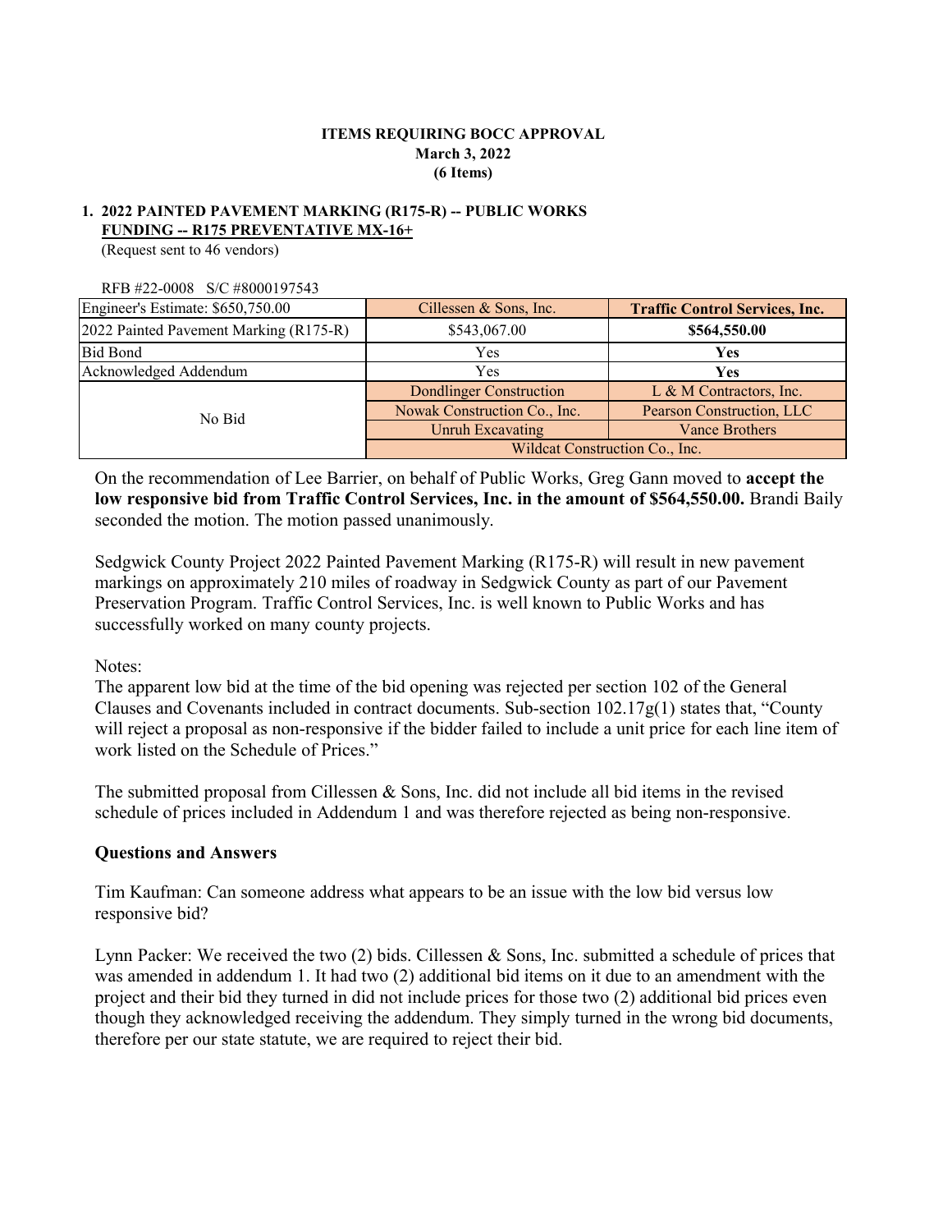**ITEMS REQUIRING BOCC APPROVAL**
**March 3, 2022**
**(6 Items)**

**1. 2022 PAINTED PAVEMENT MARKING (R175-R) -- PUBLIC WORKS**
**FUNDING -- R175 PREVENTATIVE MX-16+**
(Request sent to 46 vendors)

RFB #22-0008 S/C #8000197543

| Engineer's Estimate: $650,750.00 | Cillessen & Sons, Inc. | **Traffic Control Services, Inc.** |
|---|---|---|
| 2022 Painted Pavement Marking (R175-R) | $543,067.00 | **$564,550.00** |
| Bid Bond | Yes | **Yes** |
| Acknowledged Addendum | Yes | **Yes** |
| No Bid | Dondlinger Construction | L & M Contractors, Inc. |
| | Nowak Construction Co., Inc. | Pearson Construction, LLC |
| | Unruh Excavating | Vance Brothers |
| | Wildcat Construction Co., Inc. | |

On the recommendation of Lee Barrier, on behalf of Public Works, Greg Gann moved to **accept the low responsive bid from Traffic Control Services, Inc. in the amount of $564,550.00.** Brandi Baily seconded the motion. The motion passed unanimously.

Sedgwick County Project 2022 Painted Pavement Marking (R175-R) will result in new pavement markings on approximately 210 miles of roadway in Sedgwick County as part of our Pavement Preservation Program. Traffic Control Services, Inc. is well known to Public Works and has successfully worked on many county projects.

Notes:
The apparent low bid at the time of the bid opening was rejected per section 102 of the General Clauses and Covenants included in contract documents. Sub-section 102.17g(1) states that, "County will reject a proposal as non-responsive if the bidder failed to include a unit price for each line item of work listed on the Schedule of Prices."

The submitted proposal from Cillessen & Sons, Inc. did not include all bid items in the revised schedule of prices included in Addendum 1 and was therefore rejected as being non-responsive.

### Questions and Answers

Tim Kaufman: Can someone address what appears to be an issue with the low bid versus low responsive bid?

Lynn Packer: We received the two (2) bids. Cillessen & Sons, Inc. submitted a schedule of prices that was amended in addendum 1. It had two (2) additional bid items on it due to an amendment with the project and their bid they turned in did not include prices for those two (2) additional bid prices even though they acknowledged receiving the addendum. They simply turned in the wrong bid documents, therefore per our state statute, we are required to reject their bid.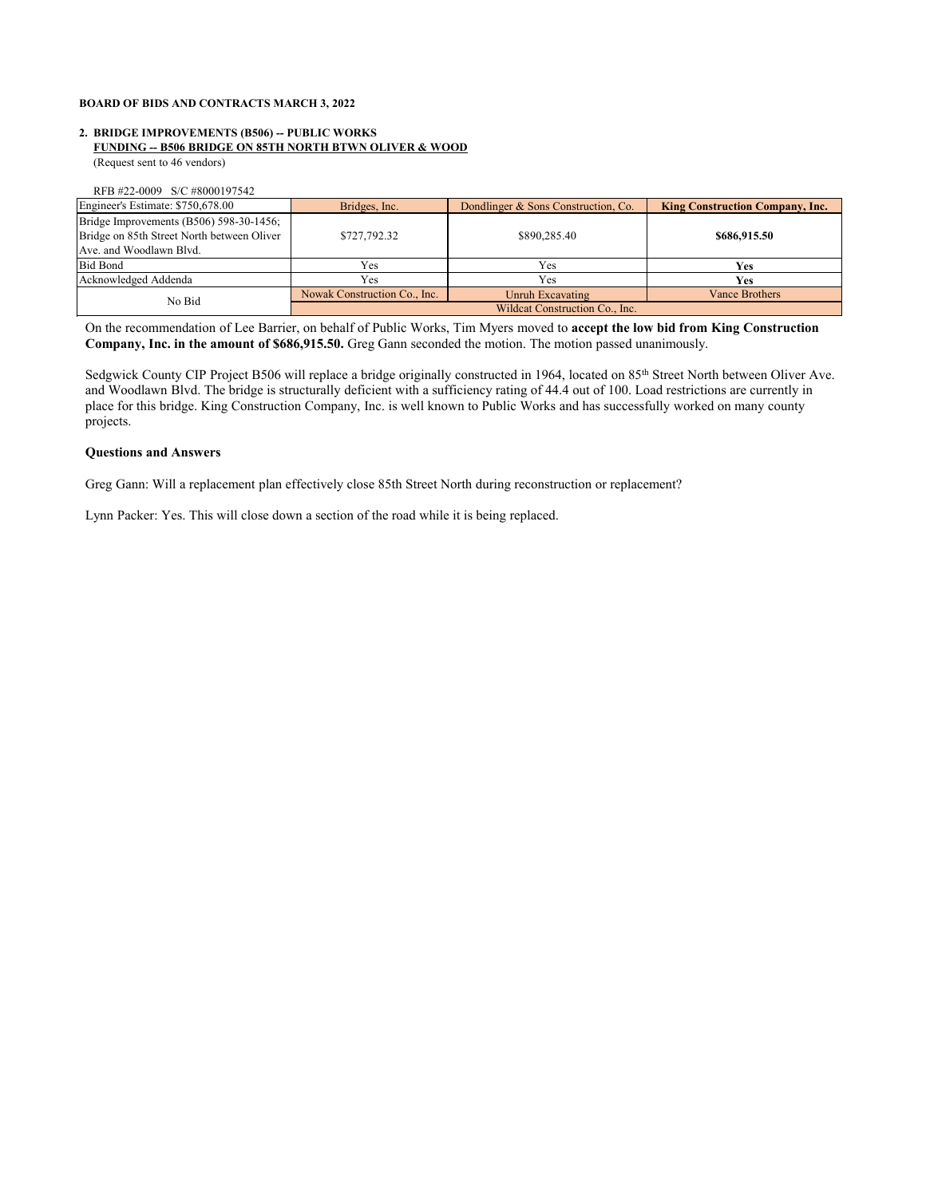**BOARD OF BIDS AND CONTRACTS MARCH 3, 2022**

**2. BRIDGE IMPROVEMENTS (B506) -- PUBLIC WORKS**
**FUNDING -- B506 BRIDGE ON 85TH NORTH BTWN OLIVER & WOOD**
(Request sent to 46 vendors)

RFB #22-0009 S/C #8000197542

| Engineer's Estimate: $750,678.00 | Bridges, Inc. | Dondlinger & Sons Construction, Co. | **King Construction Company, Inc.** |
|---|---|---|---|
| Bridge Improvements (B506) 598-30-1456; Bridge on 85th Street North between Oliver Ave. and Woodlawn Blvd. | $727,792.32 | $890,285.40 | **$686,915.50** |
| Bid Bond | Yes | Yes | **Yes** |
| Acknowledged Addenda | Yes | Yes | **Yes** |
| No Bid | Nowak Construction Co., Inc. | Unruh Excavating | Vance Brothers |
| | Wildcat Construction Co., Inc. | | |

On the recommendation of Lee Barrier, on behalf of Public Works, Tim Myers moved to **accept the low bid from King Construction Company, Inc. in the amount of $686,915.50.** Greg Gann seconded the motion. The motion passed unanimously.

Sedgwick County CIP Project B506 will replace a bridge originally constructed in 1964, located on 85th Street North between Oliver Ave. and Woodlawn Blvd. The bridge is structurally deficient with a sufficiency rating of 44.4 out of 100. Load restrictions are currently in place for this bridge. King Construction Company, Inc. is well known to Public Works and has successfully worked on many county projects.

**Questions and Answers**

Greg Gann: Will a replacement plan effectively close 85th Street North during reconstruction or replacement?

Lynn Packer: Yes. This will close down a section of the road while it is being replaced.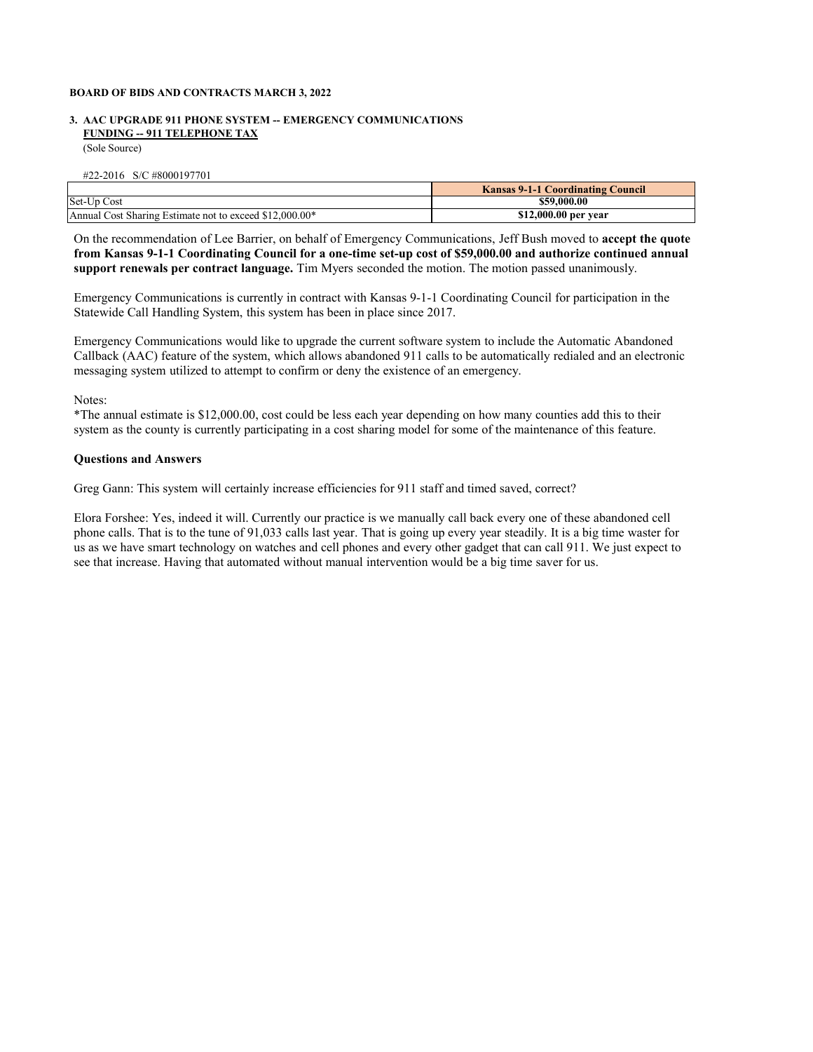**BOARD OF BIDS AND CONTRACTS MARCH 3, 2022**

**3. AAC UPGRADE 911 PHONE SYSTEM -- EMERGENCY COMMUNICATIONS**
**FUNDING -- 911 TELEPHONE TAX**
(Sole Source)

#22-2016 S/C #8000197701

| | Kansas 9-1-1 Coordinating Council |
|---|---|
| Set-Up Cost | **$59,000.00** |
| Annual Cost Sharing Estimate not to exceed $12,000.00* | **$12,000.00 per year** |

On the recommendation of Lee Barrier, on behalf of Emergency Communications, Jeff Bush moved to **accept the quote from Kansas 9-1-1 Coordinating Council for a one-time set-up cost of $59,000.00 and authorize continued annual support renewals per contract language.** Tim Myers seconded the motion. The motion passed unanimously.

Emergency Communications is currently in contract with Kansas 9-1-1 Coordinating Council for participation in the Statewide Call Handling System, this system has been in place since 2017.

Emergency Communications would like to upgrade the current software system to include the Automatic Abandoned Callback (AAC) feature of the system, which allows abandoned 911 calls to be automatically redialed and an electronic messaging system utilized to attempt to confirm or deny the existence of an emergency.

Notes:
*The annual estimate is $12,000.00, cost could be less each year depending on how many counties add this to their system as the county is currently participating in a cost sharing model for some of the maintenance of this feature.

**Questions and Answers**

Greg Gann: This system will certainly increase efficiencies for 911 staff and timed saved, correct?

Elora Forshee: Yes, indeed it will. Currently our practice is we manually call back every one of these abandoned cell phone calls. That is to the tune of 91,033 calls last year. That is going up every year steadily. It is a big time waster for us as we have smart technology on watches and cell phones and every other gadget that can call 911. We just expect to see that increase. Having that automated without manual intervention would be a big time saver for us.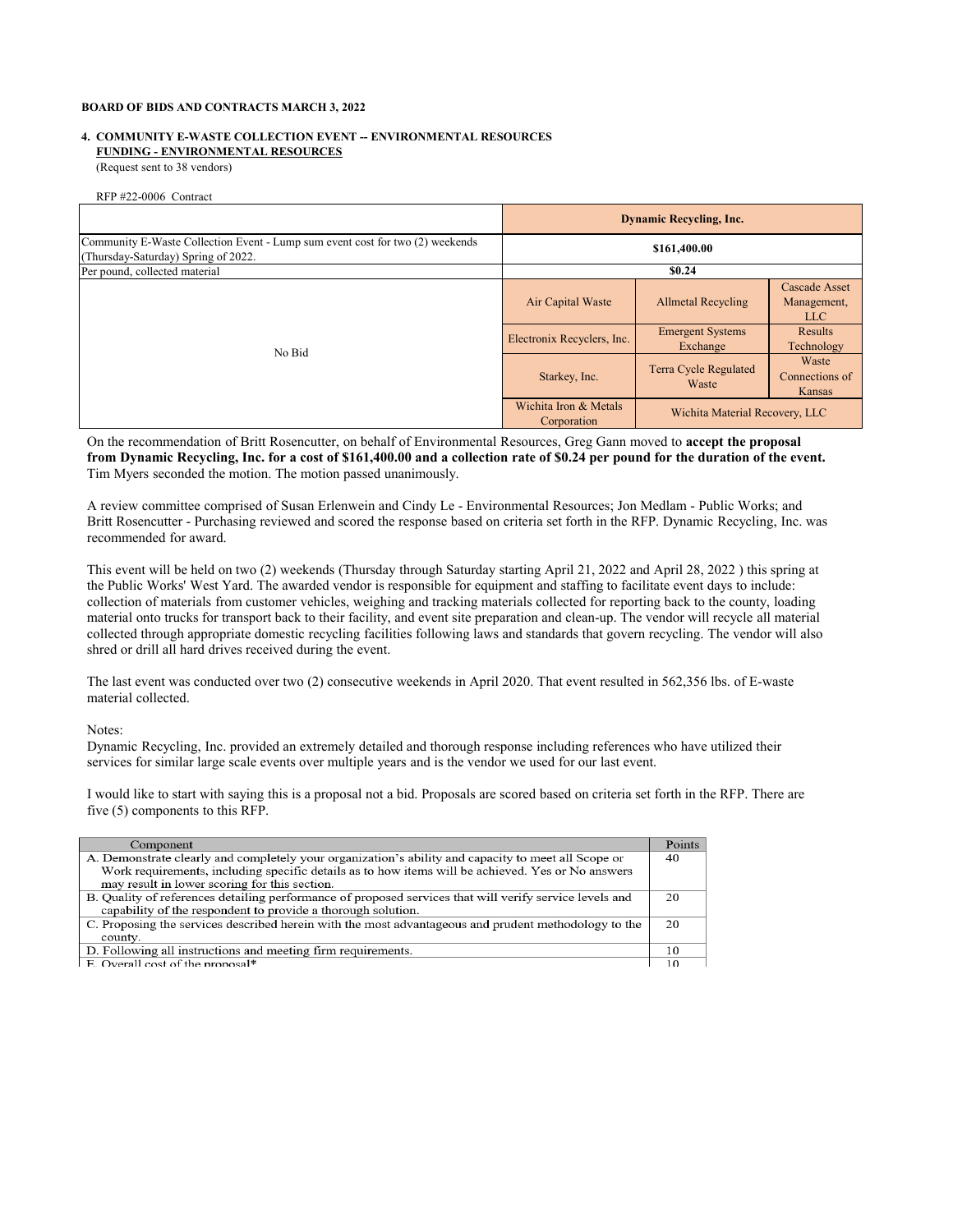**BOARD OF BIDS AND CONTRACTS MARCH 3, 2022**

**4. COMMUNITY E-WASTE COLLECTION EVENT -- ENVIRONMENTAL RESOURCES**
**FUNDING - ENVIRONMENTAL RESOURCES**
(Request sent to 38 vendors)

RFP #22-0006 Contract

| | Dynamic Recycling, Inc. | | |
|---|---|---|---|
| Community E-Waste Collection Event - Lump sum event cost for two (2) weekends (Thursday-Saturday) Spring of 2022. | **$161,400.00** | | |
| Per pound, collected material | **$0.24** | | |
| No Bid | Air Capital Waste | Allmetal Recycling | Cascade Asset Management, LLC |
| | Electronix Recyclers, Inc. | Emergent Systems Exchange | Results Technology |
| | Starkey, Inc. | Terra Cycle Regulated Waste | Waste Connections of Kansas |
| | Wichita Iron & Metals Corporation | Wichita Material Recovery, LLC | |

On the recommendation of Britt Rosencutter, on behalf of Environmental Resources, Greg Gann moved to **accept the proposal from Dynamic Recycling, Inc. for a cost of $161,400.00 and a collection rate of $0.24 per pound for the duration of the event.** Tim Myers seconded the motion. The motion passed unanimously.

A review committee comprised of Susan Erlenwein and Cindy Le - Environmental Resources; Jon Medlam - Public Works; and Britt Rosencutter - Purchasing reviewed and scored the response based on criteria set forth in the RFP. Dynamic Recycling, Inc. was recommended for award.

This event will be held on two (2) weekends (Thursday through Saturday starting April 21, 2022 and April 28, 2022 ) this spring at the Public Works' West Yard. The awarded vendor is responsible for equipment and staffing to facilitate event days to include: collection of materials from customer vehicles, weighing and tracking materials collected for reporting back to the county, loading material onto trucks for transport back to their facility, and event site preparation and clean-up. The vendor will recycle all material collected through appropriate domestic recycling facilities following laws and standards that govern recycling. The vendor will also shred or drill all hard drives received during the event.

The last event was conducted over two (2) consecutive weekends in April 2020. That event resulted in 562,356 lbs. of E-waste material collected.

Notes:
Dynamic Recycling, Inc. provided an extremely detailed and thorough response including references who have utilized their services for similar large scale events over multiple years and is the vendor we used for our last event.

I would like to start with saying this is a proposal not a bid. Proposals are scored based on criteria set forth in the RFP. There are five (5) components to this RFP.

| Component | Points |
|---|---|
| A. Demonstrate clearly and completely your organization's ability and capacity to meet all Scope or Work requirements, including specific details as to how items will be achieved. Yes or No answers may result in lower scoring for this section. | 40 |
| B. Quality of references detailing performance of proposed services that will verify service levels and capability of the respondent to provide a thorough solution. | 20 |
| C. Proposing the services described herein with the most advantageous and prudent methodology to the county. | 20 |
| D. Following all instructions and meeting firm requirements. | 10 |
| E. Overall cost of the proposal* | 10 |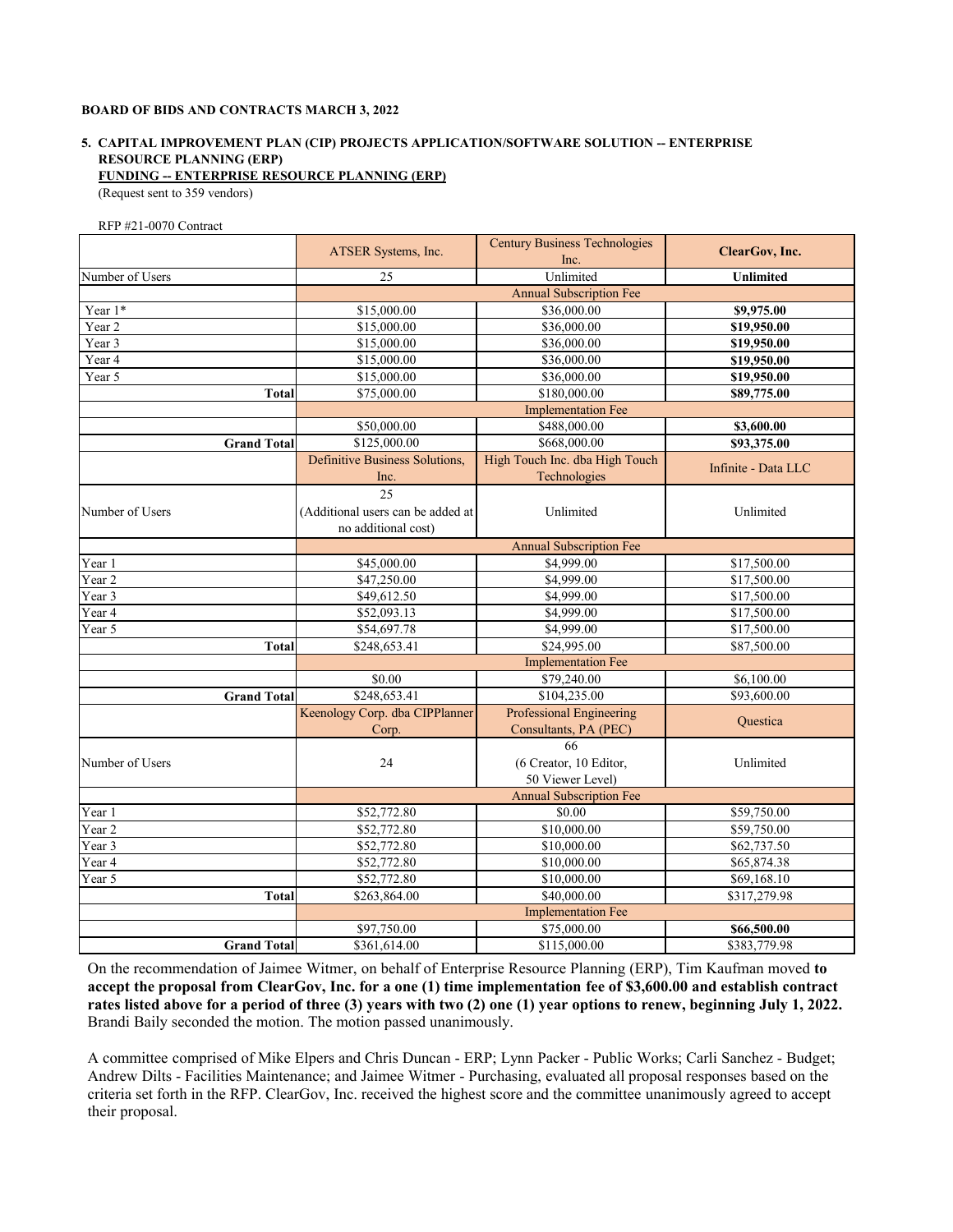**BOARD OF BIDS AND CONTRACTS MARCH 3, 2022**

**5. CAPITAL IMPROVEMENT PLAN (CIP) PROJECTS APPLICATION/SOFTWARE SOLUTION -- ENTERPRISE RESOURCE PLANNING (ERP)**
**FUNDING -- ENTERPRISE RESOURCE PLANNING (ERP)**
(Request sent to 359 vendors)

RFP #21-0070 Contract

| | ATSER Systems, Inc. | Century Business Technologies Inc. | **ClearGov, Inc.** |
|---|---|---|---|
| Number of Users | 25 | Unlimited | **Unlimited** |
| | Annual Subscription Fee | | |
| Year 1* | $15,000.00 | $36,000.00 | **$9,975.00** |
| Year 2 | $15,000.00 | $36,000.00 | **$19,950.00** |
| Year 3 | $15,000.00 | $36,000.00 | **$19,950.00** |
| Year 4 | $15,000.00 | $36,000.00 | **$19,950.00** |
| Year 5 | $15,000.00 | $36,000.00 | **$19,950.00** |
| **Total** | $75,000.00 | $180,000.00 | **$89,775.00** |
| | Implementation Fee | | |
| | $50,000.00 | $488,000.00 | **$3,600.00** |
| **Grand Total** | $125,000.00 | $668,000.00 | **$93,375.00** |
| | Definitive Business Solutions, Inc. | High Touch Inc. dba High Touch Technologies | Infinite - Data LLC |
| Number of Users | 25 (Additional users can be added at no additional cost) | Unlimited | Unlimited |
| | Annual Subscription Fee | | |
| Year 1 | $45,000.00 | $4,999.00 | $17,500.00 |
| Year 2 | $47,250.00 | $4,999.00 | $17,500.00 |
| Year 3 | $49,612.50 | $4,999.00 | $17,500.00 |
| Year 4 | $52,093.13 | $4,999.00 | $17,500.00 |
| Year 5 | $54,697.78 | $4,999.00 | $17,500.00 |
| **Total** | $248,653.41 | $24,995.00 | $87,500.00 |
| | Implementation Fee | | |
| | $0.00 | $79,240.00 | $6,100.00 |
| **Grand Total** | $248,653.41 | $104,235.00 | $93,600.00 |
| | Keenology Corp. dba CIPPlanner Corp. | Professional Engineering Consultants, PA (PEC) | Questica |
| Number of Users | 24 | 66 (6 Creator, 10 Editor, 50 Viewer Level) | Unlimited |
| | Annual Subscription Fee | | |
| Year 1 | $52,772.80 | $0.00 | $59,750.00 |
| Year 2 | $52,772.80 | $10,000.00 | $59,750.00 |
| Year 3 | $52,772.80 | $10,000.00 | $62,737.50 |
| Year 4 | $52,772.80 | $10,000.00 | $65,874.38 |
| Year 5 | $52,772.80 | $10,000.00 | $69,168.10 |
| **Total** | $263,864.00 | $40,000.00 | $317,279.98 |
| | Implementation Fee | | |
| | $97,750.00 | $75,000.00 | **$66,500.00** |
| **Grand Total** | $361,614.00 | $115,000.00 | $383,779.98 |

On the recommendation of Jaimee Witmer, on behalf of Enterprise Resource Planning (ERP), Tim Kaufman moved **to accept the proposal from ClearGov, Inc. for a one (1) time implementation fee of $3,600.00 and establish contract rates listed above for a period of three (3) years with two (2) one (1) year options to renew, beginning July 1, 2022.** Brandi Baily seconded the motion. The motion passed unanimously.

A committee comprised of Mike Elpers and Chris Duncan - ERP; Lynn Packer - Public Works; Carli Sanchez - Budget; Andrew Dilts - Facilities Maintenance; and Jaimee Witmer - Purchasing, evaluated all proposal responses based on the criteria set forth in the RFP. ClearGov, Inc. received the highest score and the committee unanimously agreed to accept their proposal.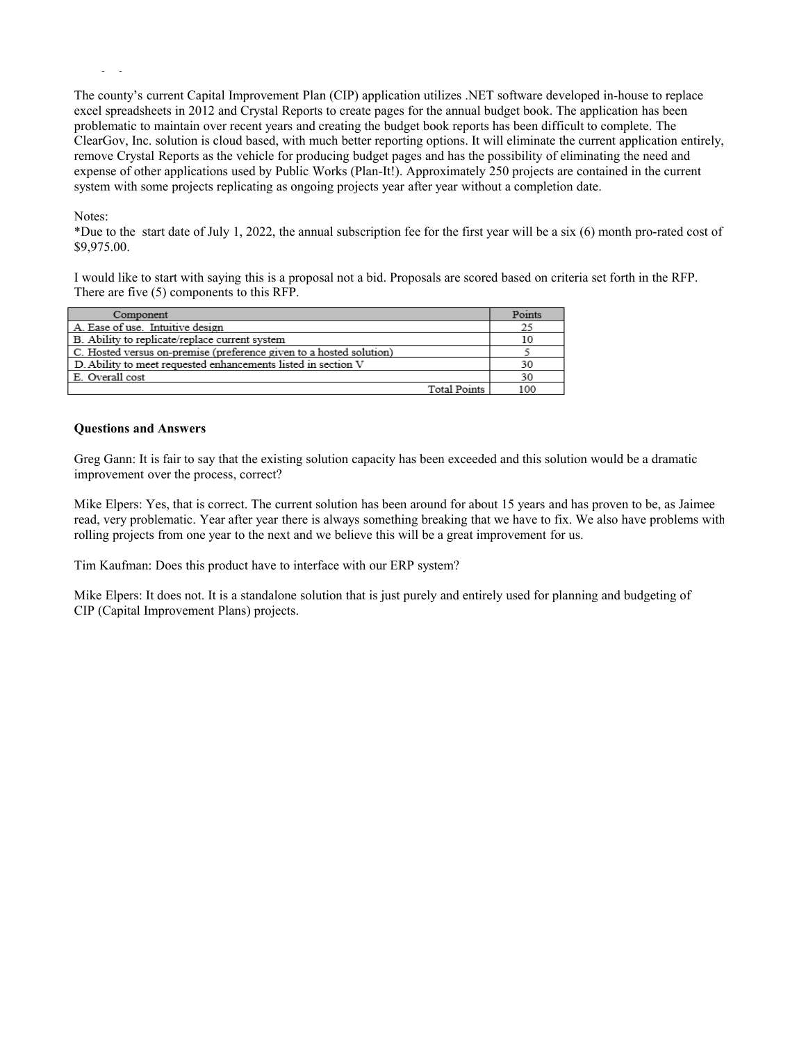The county's current Capital Improvement Plan (CIP) application utilizes .NET software developed in-house to replace excel spreadsheets in 2012 and Crystal Reports to create pages for the annual budget book. The application has been problematic to maintain over recent years and creating the budget book reports has been difficult to complete. The ClearGov, Inc. solution is cloud based, with much better reporting options. It will eliminate the current application entirely, remove Crystal Reports as the vehicle for producing budget pages and has the possibility of eliminating the need and expense of other applications used by Public Works (Plan-It!). Approximately 250 projects are contained in the current system with some projects replicating as ongoing projects year after year without a completion date.

Notes:
*Due to the start date of July 1, 2022, the annual subscription fee for the first year will be a six (6) month pro-rated cost of $9,975.00.

I would like to start with saying this is a proposal not a bid. Proposals are scored based on criteria set forth in the RFP. There are five (5) components to this RFP.

| Component | Points |
|---|---|
| A. Ease of use. Intuitive design | 25 |
| B. Ability to replicate/replace current system | 10 |
| C. Hosted versus on-premise (preference given to a hosted solution) | 5 |
| D. Ability to meet requested enhancements listed in section V | 30 |
| E. Overall cost | 30 |
| Total Points | 100 |

**Questions and Answers**

Greg Gann: It is fair to say that the existing solution capacity has been exceeded and this solution would be a dramatic improvement over the process, correct?

Mike Elpers: Yes, that is correct. The current solution has been around for about 15 years and has proven to be, as Jaimee read, very problematic. Year after year there is always something breaking that we have to fix. We also have problems with rolling projects from one year to the next and we believe this will be a great improvement for us.

Tim Kaufman: Does this product have to interface with our ERP system?

Mike Elpers: It does not. It is a standalone solution that is just purely and entirely used for planning and budgeting of CIP (Capital Improvement Plans) projects.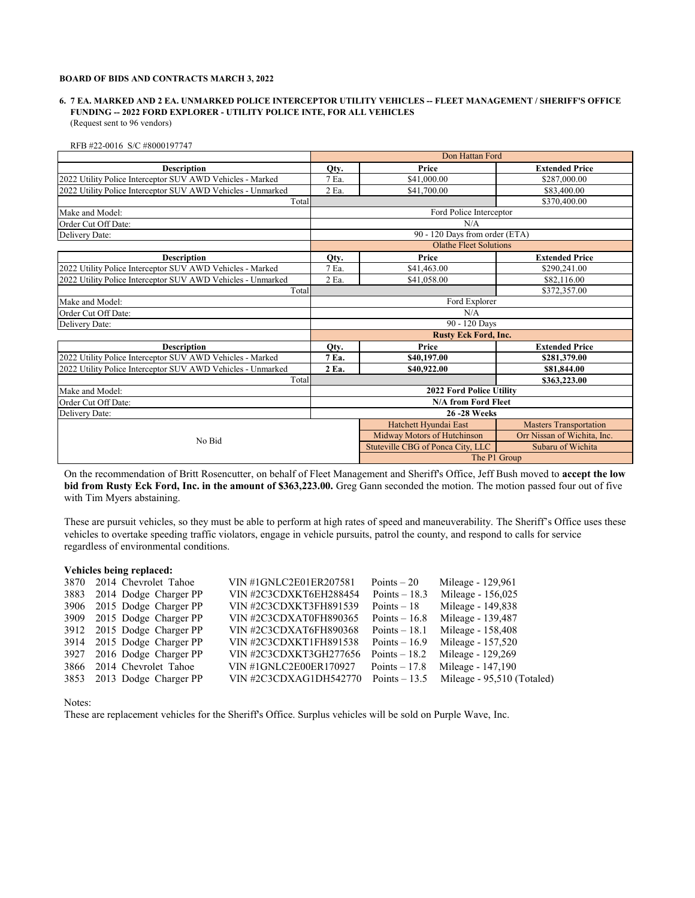**BOARD OF BIDS AND CONTRACTS MARCH 3, 2022**

**6. 7 EA. MARKED AND 2 EA. UNMARKED POLICE INTERCEPTOR UTILITY VEHICLES -- FLEET MANAGEMENT / SHERIFF'S OFFICE FUNDING -- 2022 FORD EXPLORER - UTILITY POLICE INTE, FOR ALL VEHICLES**
(Request sent to 96 vendors)

RFB #22-0016 S/C #8000197747

| | Don Hattan Ford | | |
|---|---|---|---|
| **Description** | **Qty.** | **Price** | **Extended Price** |
| 2022 Utility Police Interceptor SUV AWD Vehicles - Marked | 7 Ea. | $41,000.00 | $287,000.00 |
| 2022 Utility Police Interceptor SUV AWD Vehicles - Unmarked | 2 Ea. | $41,700.00 | $83,400.00 |
| Total | | | $370,400.00 |
| Make and Model: | Ford Police Interceptor | | |
| Order Cut Off Date: | N/A | | |
| Delivery Date: | 90 - 120 Days from order (ETA) | | |
| | Olathe Fleet Solutions | | |
| **Description** | **Qty.** | **Price** | **Extended Price** |
| 2022 Utility Police Interceptor SUV AWD Vehicles - Marked | 7 Ea. | $41,463.00 | $290,241.00 |
| 2022 Utility Police Interceptor SUV AWD Vehicles - Unmarked | 2 Ea. | $41,058.00 | $82,116.00 |
| Total | | | $372,357.00 |
| Make and Model: | Ford Explorer | | |
| Order Cut Off Date: | N/A | | |
| Delivery Date: | 90 - 120 Days | | |
| | **Rusty Eck Ford, Inc.** | | |
| **Description** | **Qty.** | **Price** | **Extended Price** |
| 2022 Utility Police Interceptor SUV AWD Vehicles - Marked | **7 Ea.** | **$40,197.00** | **$281,379.00** |
| 2022 Utility Police Interceptor SUV AWD Vehicles - Unmarked | **2 Ea.** | **$40,922.00** | **$81,844.00** |
| Total | | | **$363,223.00** |
| Make and Model: | **2022 Ford Police Utility** | | |
| Order Cut Off Date: | **N/A from Ford Fleet** | | |
| Delivery Date: | **26 -28 Weeks** | | |
| No Bid | | Hatchett Hyundai East | Masters Transportation |
| | | Midway Motors of Hutchinson | Orr Nissan of Wichita, Inc. |
| | | Stuteville CBG of Ponca City, LLC | Subaru of Wichita |
| | | The P1 Group | |

On the recommendation of Britt Rosencutter, on behalf of Fleet Management and Sheriff's Office, Jeff Bush moved to **accept the low bid from Rusty Eck Ford, Inc. in the amount of $363,223.00.** Greg Gann seconded the motion. The motion passed four out of five with Tim Myers abstaining.

These are pursuit vehicles, so they must be able to perform at high rates of speed and maneuverability. The Sheriff's Office uses these vehicles to overtake speeding traffic violators, engage in vehicle pursuits, patrol the county, and respond to calls for service regardless of environmental conditions.

**Vehicles being replaced:**

| | | | | |
|---|---|---|---|---|
| 3870 | 2014 Chevrolet Tahoe | VIN #1GNLC2E01ER207581 | Points – 20 | Mileage - 129,961 |
| 3883 | 2014 Dodge Charger PP | VIN #2C3CDXKT6EH288454 | Points – 18.3 | Mileage - 156,025 |
| 3906 | 2015 Dodge Charger PP | VIN #2C3CDXKT3FH891539 | Points – 18 | Mileage - 149,838 |
| 3909 | 2015 Dodge Charger PP | VIN #2C3CDXAT0FH890365 | Points – 16.8 | Mileage - 139,487 |
| 3912 | 2015 Dodge Charger PP | VIN #2C3CDXAT6FH890368 | Points – 18.1 | Mileage - 158,408 |
| 3914 | 2015 Dodge Charger PP | VIN #2C3CDXKT1FH891538 | Points – 16.9 | Mileage - 157,520 |
| 3927 | 2016 Dodge Charger PP | VIN #2C3CDXKT3GH277656 | Points – 18.2 | Mileage - 129,269 |
| 3866 | 2014 Chevrolet Tahoe | VIN #1GNLC2E00ER170927 | Points – 17.8 | Mileage - 147,190 |
| 3853 | 2013 Dodge Charger PP | VIN #2C3CDXAG1DH542770 | Points – 13.5 | Mileage - 95,510 (Totaled) |

Notes:
These are replacement vehicles for the Sheriff's Office. Surplus vehicles will be sold on Purple Wave, Inc.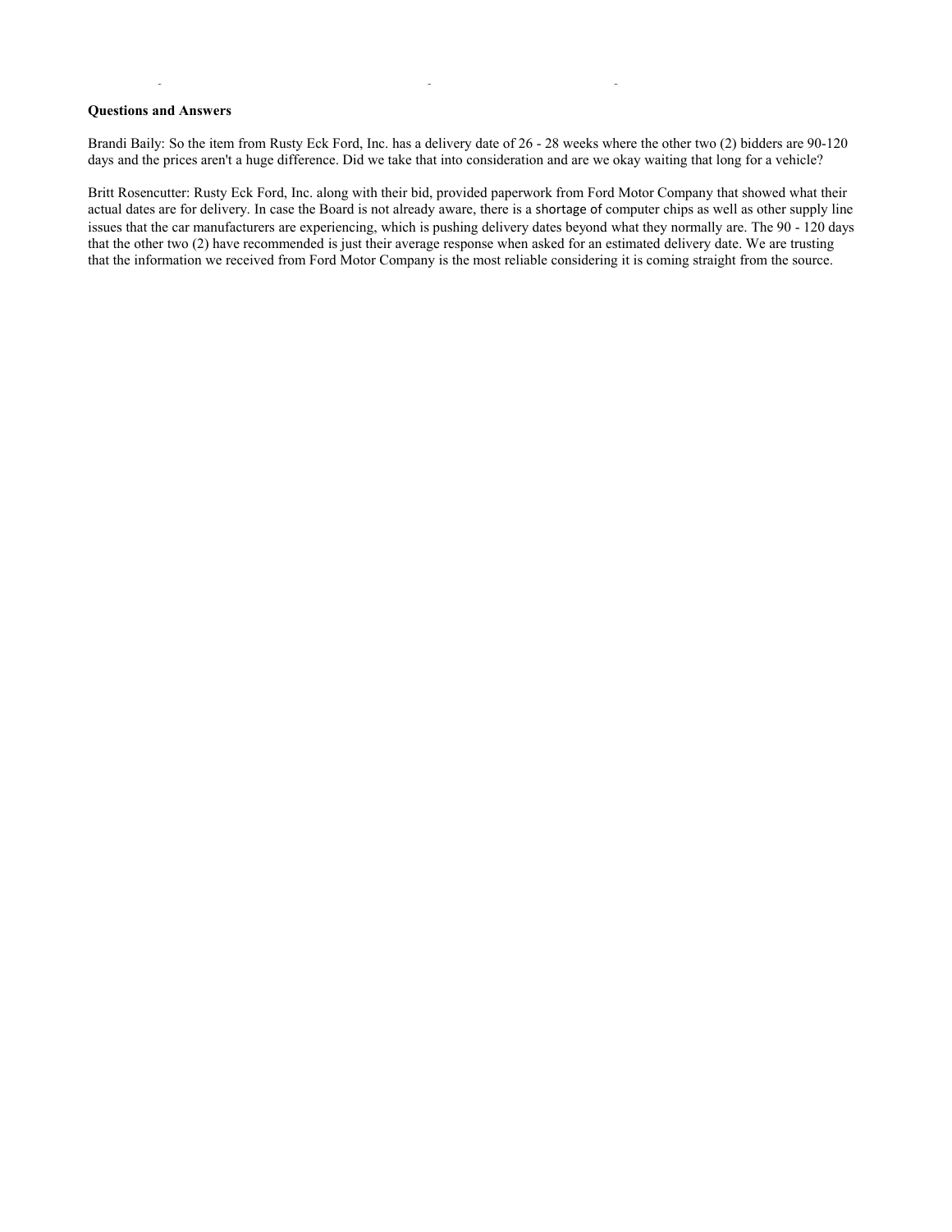**Questions and Answers**

Brandi Baily: So the item from Rusty Eck Ford, Inc. has a delivery date of 26 - 28 weeks where the other two (2) bidders are 90-120 days and the prices aren't a huge difference. Did we take that into consideration and are we okay waiting that long for a vehicle?

Britt Rosencutter: Rusty Eck Ford, Inc. along with their bid, provided paperwork from Ford Motor Company that showed what their actual dates are for delivery. In case the Board is not already aware, there is a shortage of computer chips as well as other supply line issues that the car manufacturers are experiencing, which is pushing delivery dates beyond what they normally are. The 90 - 120 days that the other two (2) have recommended is just their average response when asked for an estimated delivery date. We are trusting that the information we received from Ford Motor Company is the most reliable considering it is coming straight from the source.